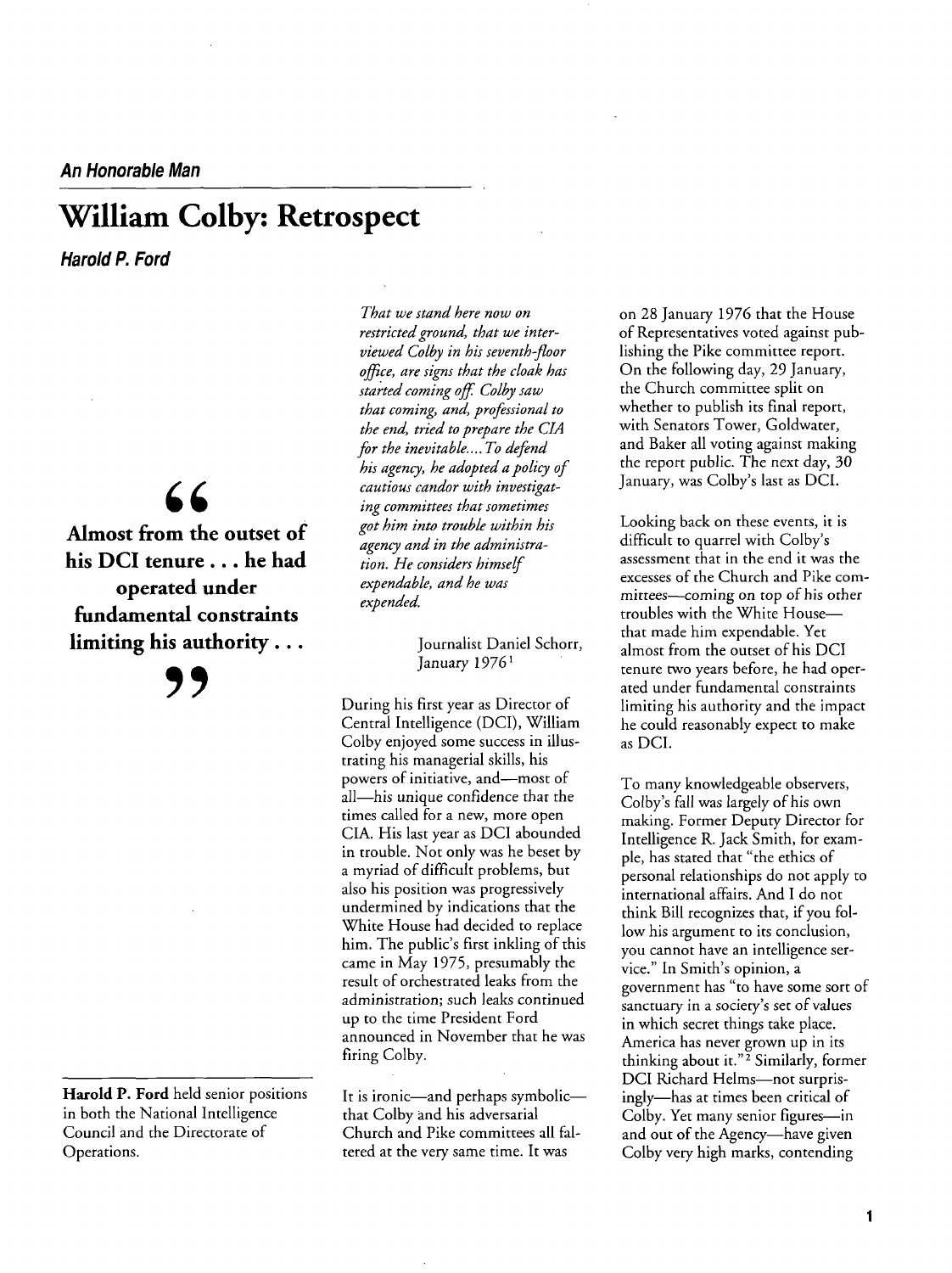***An Honorable Man***

# William Colby: Retrospect

***Harold P. Ford***

> **"Almost from the outset of his DCI tenure . . . he had operated under fundamental constraints limiting his authority . . ."**

*That we stand here now on restricted ground, that we interviewed Colby in his seventh-floor office, are signs that the cloak has started coming off. Colby saw that coming, and, professional to the end, tried to prepare the CIA for the inevitable.... To defend his agency, he adopted a policy of cautious candor with investigating committees that sometimes got him into trouble within his agency and in the administration. He considers himself expendable, and he was expended.*

Journalist Daniel Schorr, January 1976[1]

During his first year as Director of Central Intelligence (DCI), William Colby enjoyed some success in illustrating his managerial skills, his powers of initiative, and—most of all—his unique confidence that the times called for a new, more open CIA. His last year as DCI abounded in trouble. Not only was he beset by a myriad of difficult problems, but also his position was progressively undermined by indications that the White House had decided to replace him. The public's first inkling of this came in May 1975, presumably the result of orchestrated leaks from the administration; such leaks continued up to the time President Ford announced in November that he was firing Colby.

It is ironic—and perhaps symbolic—that Colby and his adversarial Church and Pike committees all faltered at the very same time. It was on 28 January 1976 that the House of Representatives voted against publishing the Pike committee report. On the following day, 29 January, the Church committee split on whether to publish its final report, with Senators Tower, Goldwater, and Baker all voting against making the report public. The next day, 30 January, was Colby's last as DCI.

Looking back on these events, it is difficult to quarrel with Colby's assessment that in the end it was the excesses of the Church and Pike committees—coming on top of his other troubles with the White House—that made him expendable. Yet almost from the outset of his DCI tenure two years before, he had operated under fundamental constraints limiting his authority and the impact he could reasonably expect to make as DCI.

To many knowledgeable observers, Colby's fall was largely of his own making. Former Deputy Director for Intelligence R. Jack Smith, for example, has stated that "the ethics of personal relationships do not apply to international affairs. And I do not think Bill recognizes that, if you follow his argument to its conclusion, you cannot have an intelligence service." In Smith's opinion, a government has "to have some sort of sanctuary in a society's set of values in which secret things take place. America has never grown up in its thinking about it."[2] Similarly, former DCI Richard Helms—not surprisingly—has at times been critical of Colby. Yet many senior figures—in and out of the Agency—have given Colby very high marks, contending

**Harold P. Ford** held senior positions in both the National Intelligence Council and the Directorate of Operations.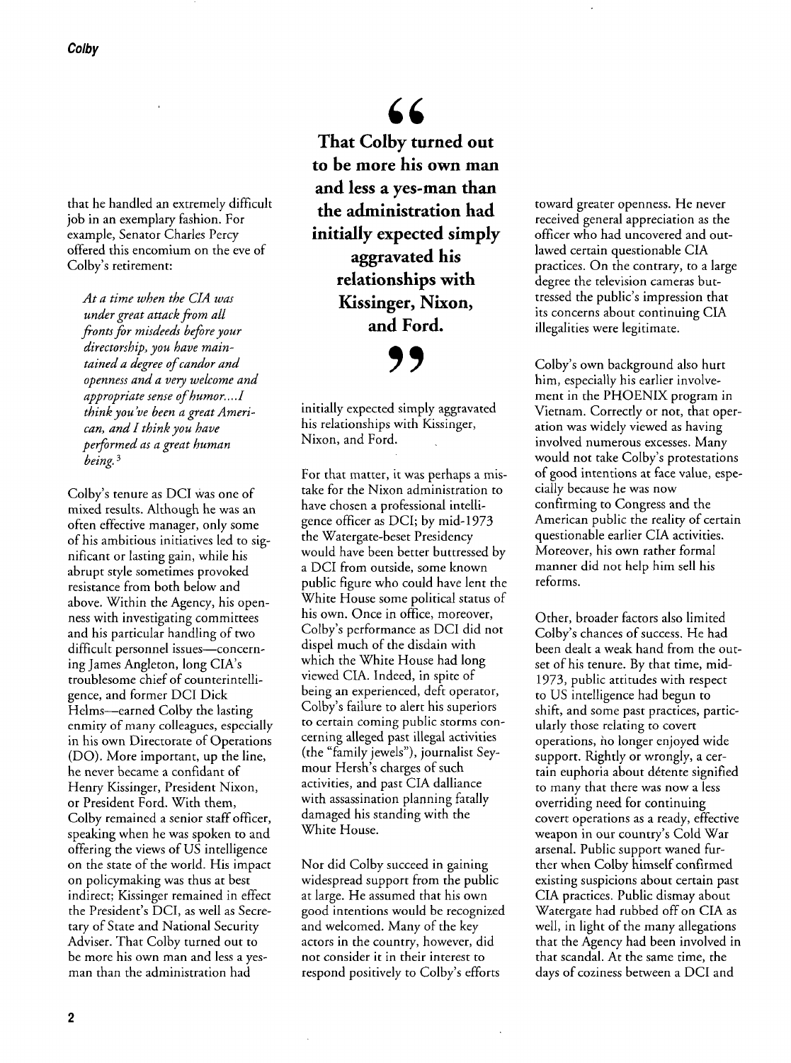that he handled an extremely difficult job in an exemplary fashion. For example, Senator Charles Percy offered this encomium on the eve of Colby's retirement:

> *At a time when the CIA was under great attack from all fronts for misdeeds before your directorship, you have maintained a degree of candor and openness and a very welcome and appropriate sense of humor....I think you've been a great American, and I think you have performed as a great human being.*[3]

Colby's tenure as DCI was one of mixed results. Although he was an often effective manager, only some of his ambitious initiatives led to significant or lasting gain, while his abrupt style sometimes provoked resistance from both below and above. Within the Agency, his openness with investigating committees and his particular handling of two difficult personnel issues—concerning James Angleton, long CIA's troublesome chief of counterintelligence, and former DCI Dick Helms—earned Colby the lasting enmity of many colleagues, especially in his own Directorate of Operations (DO). More important, up the line, he never became a confidant of Henry Kissinger, President Nixon, or President Ford. With them, Colby remained a senior staff officer, speaking when he was spoken to and offering the views of US intelligence on the state of the world. His impact on policymaking was thus at best indirect; Kissinger remained in effect the President's DCI, as well as Secretary of State and National Security Adviser. That Colby turned out to be more his own man and less a yes-man than the administration had initially expected simply aggravated his relationships with Kissinger, Nixon, and Ford.

> **That Colby turned out to be more his own man and less a yes-man than the administration had initially expected simply aggravated his relationships with Kissinger, Nixon, and Ford.**

For that matter, it was perhaps a mistake for the Nixon administration to have chosen a professional intelligence officer as DCI; by mid-1973 the Watergate-beset Presidency would have been better buttressed by a DCI from outside, some known public figure who could have lent the White House some political status of his own. Once in office, moreover, Colby's performance as DCI did not dispel much of the disdain with which the White House had long viewed CIA. Indeed, in spite of being an experienced, deft operator, Colby's failure to alert his superiors to certain coming public storms concerning alleged past illegal activities (the "family jewels"), journalist Seymour Hersh's charges of such activities, and past CIA dalliance with assassination planning fatally damaged his standing with the White House.

Nor did Colby succeed in gaining widespread support from the public at large. He assumed that his own good intentions would be recognized and welcomed. Many of the key actors in the country, however, did not consider it in their interest to respond positively to Colby's efforts toward greater openness. He never received general appreciation as the officer who had uncovered and outlawed certain questionable CIA practices. On the contrary, to a large degree the television cameras buttressed the public's impression that its concerns about continuing CIA illegalities were legitimate.

Colby's own background also hurt him, especially his earlier involvement in the PHOENIX program in Vietnam. Correctly or not, that operation was widely viewed as having involved numerous excesses. Many would not take Colby's protestations of good intentions at face value, especially because he was now confirming to Congress and the American public the reality of certain questionable earlier CIA activities. Moreover, his own rather formal manner did not help him sell his reforms.

Other, broader factors also limited Colby's chances of success. He had been dealt a weak hand from the outset of his tenure. By that time, mid-1973, public attitudes with respect to US intelligence had begun to shift, and some past practices, particularly those relating to covert operations, no longer enjoyed wide support. Rightly or wrongly, a certain euphoria about détente signified to many that there was now a less overriding need for continuing covert operations as a ready, effective weapon in our country's Cold War arsenal. Public support waned further when Colby himself confirmed existing suspicions about certain past CIA practices. Public dismay about Watergate had rubbed off on CIA as well, in light of the many allegations that the Agency had been involved in that scandal. At the same time, the days of coziness between a DCI and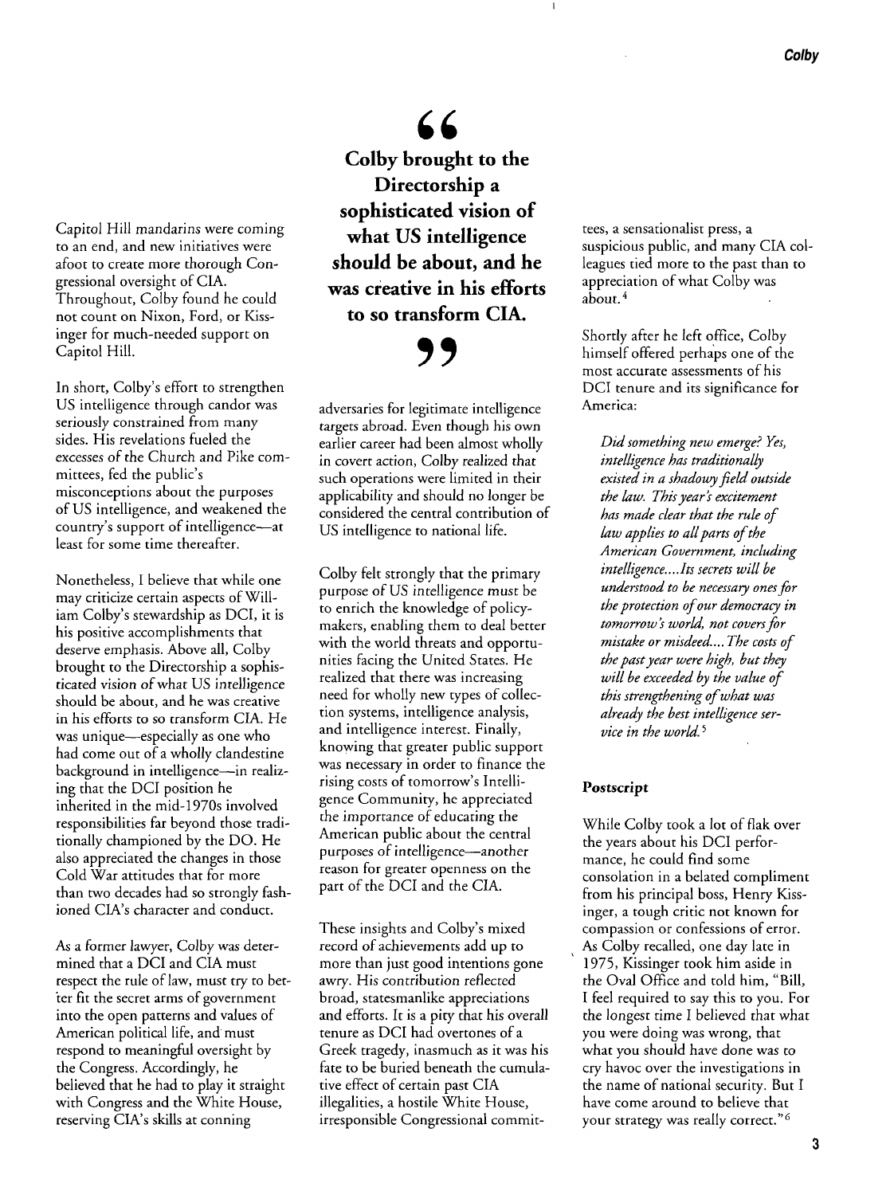Capitol Hill mandarins were coming to an end, and new initiatives were afoot to create more thorough Congressional oversight of CIA. Throughout, Colby found he could not count on Nixon, Ford, or Kissinger for much-needed support on Capitol Hill.

In short, Colby's effort to strengthen US intelligence through candor was seriously constrained from many sides. His revelations fueled the excesses of the Church and Pike committees, fed the public's misconceptions about the purposes of US intelligence, and weakened the country's support of intelligence—at least for some time thereafter.

Nonetheless, I believe that while one may criticize certain aspects of William Colby's stewardship as DCI, it is his positive accomplishments that deserve emphasis. Above all, Colby brought to the Directorship a sophisticated vision of what US intelligence should be about, and he was creative in his efforts to so transform CIA. He was unique—especially as one who had come out of a wholly clandestine background in intelligence—in realizing that the DCI position he inherited in the mid-1970s involved responsibilities far beyond those traditionally championed by the DO. He also appreciated the changes in those Cold War attitudes that for more than two decades had so strongly fashioned CIA's character and conduct.

As a former lawyer, Colby was determined that a DCI and CIA must respect the rule of law, must try to better fit the secret arms of government into the open patterns and values of American political life, and must respond to meaningful oversight by the Congress. Accordingly, he believed that he had to play it straight with Congress and the White House, reserving CIA's skills at conning adversaries for legitimate intelligence targets abroad. Even though his own earlier career had been almost wholly in covert action, Colby realized that such operations were limited in their applicability and should no longer be considered the central contribution of US intelligence to national life.

> **Colby brought to the Directorship a sophisticated vision of what US intelligence should be about, and he was creative in his efforts to so transform CIA.**

Colby felt strongly that the primary purpose of US intelligence must be to enrich the knowledge of policymakers, enabling them to deal better with the world threats and opportunities facing the United States. He realized that there was increasing need for wholly new types of collection systems, intelligence analysis, and intelligence interest. Finally, knowing that greater public support was necessary in order to finance the rising costs of tomorrow's Intelligence Community, he appreciated the importance of educating the American public about the central purposes of intelligence—another reason for greater openness on the part of the DCI and the CIA.

These insights and Colby's mixed record of achievements add up to more than just good intentions gone awry. His contribution reflected broad, statesmanlike appreciations and efforts. It is a pity that his overall tenure as DCI had overtones of a Greek tragedy, inasmuch as it was his fate to be buried beneath the cumulative effect of certain past CIA illegalities, a hostile White House, irresponsible Congressional committees, a sensationalist press, a suspicious public, and many CIA colleagues tied more to the past than to appreciation of what Colby was about.[4]

Shortly after he left office, Colby himself offered perhaps one of the most accurate assessments of his DCI tenure and its significance for America:

> *Did something new emerge? Yes, intelligence has traditionally existed in a shadowy field outside the law. This year's excitement has made clear that the rule of law applies to all parts of the American Government, including intelligence....Its secrets will be understood to be necessary ones for the protection of our democracy in tomorrow's world, not covers for mistake or misdeed....The costs of the past year were high, but they will be exceeded by the value of this strengthening of what was already the best intelligence service in the world.*[5]

### Postscript

While Colby took a lot of flak over the years about his DCI performance, he could find some consolation in a belated compliment from his principal boss, Henry Kissinger, a tough critic not known for compassion or confessions of error. As Colby recalled, one day late in 1975, Kissinger took him aside in the Oval Office and told him, "Bill, I feel required to say this to you. For the longest time I believed that what you were doing was wrong, that what you should have done was to cry havoc over the investigations in the name of national security. But I have come around to believe that your strategy was really correct."[6]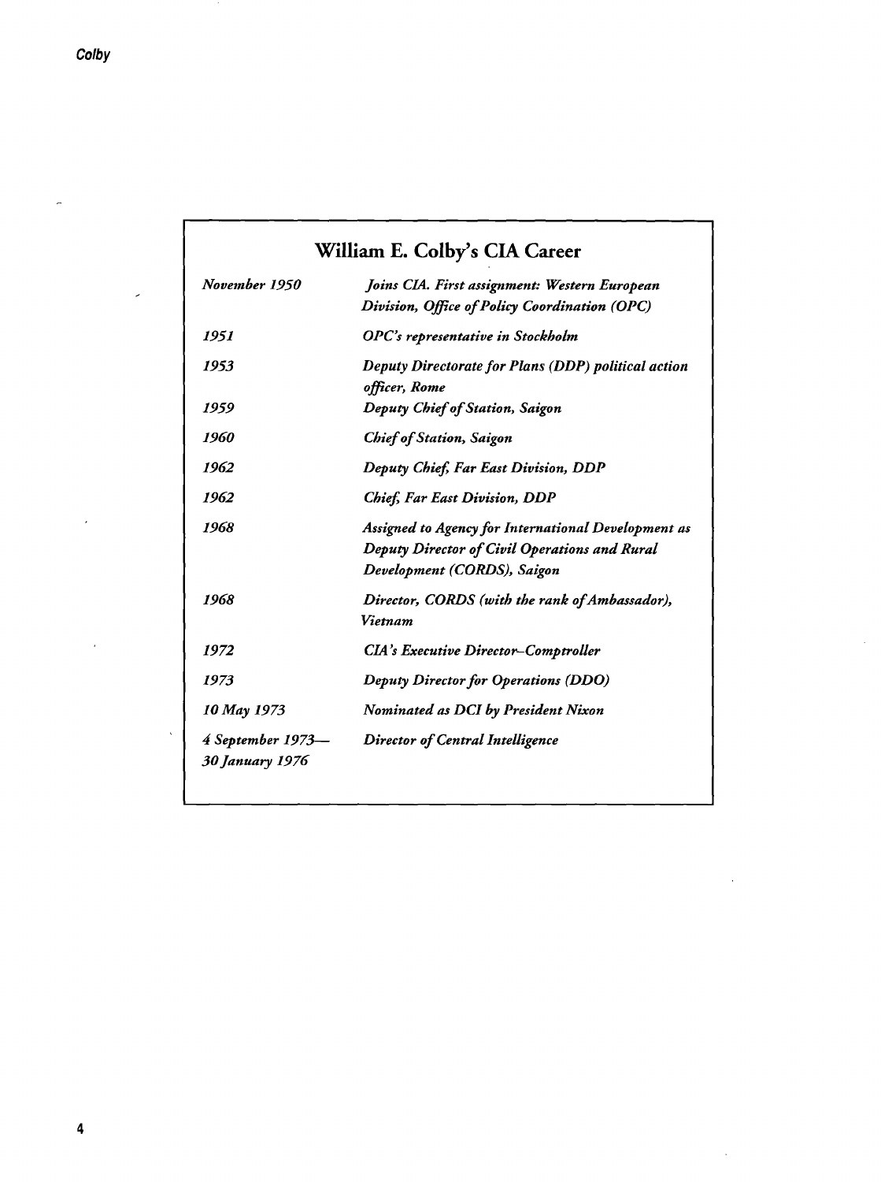## William E. Colby's CIA Career

| | |
|---|---|
| *November 1950* | *Joins CIA. First assignment: Western European Division, Office of Policy Coordination (OPC)* |
| *1951* | *OPC's representative in Stockholm* |
| *1953* | *Deputy Directorate for Plans (DDP) political action officer, Rome* |
| *1959* | *Deputy Chief of Station, Saigon* |
| *1960* | *Chief of Station, Saigon* |
| *1962* | *Deputy Chief, Far East Division, DDP* |
| *1962* | *Chief, Far East Division, DDP* |
| *1968* | *Assigned to Agency for International Development as Deputy Director of Civil Operations and Rural Development (CORDS), Saigon* |
| *1968* | *Director, CORDS (with the rank of Ambassador), Vietnam* |
| *1972* | *CIA's Executive Director–Comptroller* |
| *1973* | *Deputy Director for Operations (DDO)* |
| *10 May 1973* | *Nominated as DCI by President Nixon* |
| *4 September 1973—30 January 1976* | *Director of Central Intelligence* |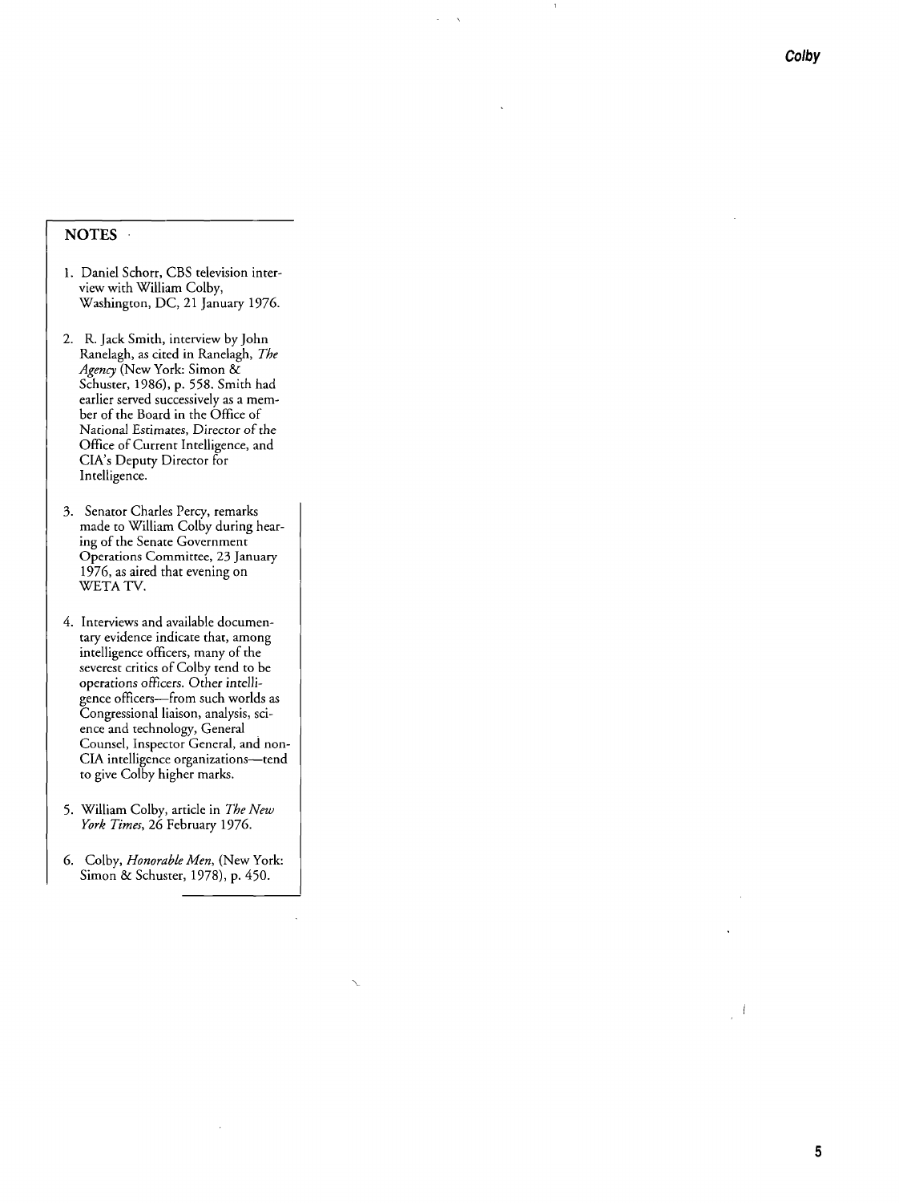## NOTES

1. Daniel Schorr, CBS television interview with William Colby, Washington, DC, 21 January 1976.

2. R. Jack Smith, interview by John Ranelagh, as cited in Ranelagh, *The Agency* (New York: Simon & Schuster, 1986), p. 558. Smith had earlier served successively as a member of the Board in the Office of National Estimates, Director of the Office of Current Intelligence, and CIA's Deputy Director for Intelligence.

3. Senator Charles Percy, remarks made to William Colby during hearing of the Senate Government Operations Committee, 23 January 1976, as aired that evening on WETA TV.

4. Interviews and available documentary evidence indicate that, among intelligence officers, many of the severest critics of Colby tend to be operations officers. Other intelligence officers—from such worlds as Congressional liaison, analysis, science and technology, General Counsel, Inspector General, and non-CIA intelligence organizations—tend to give Colby higher marks.

5. William Colby, article in *The New York Times*, 26 February 1976.

6. Colby, *Honorable Men*, (New York: Simon & Schuster, 1978), p. 450.